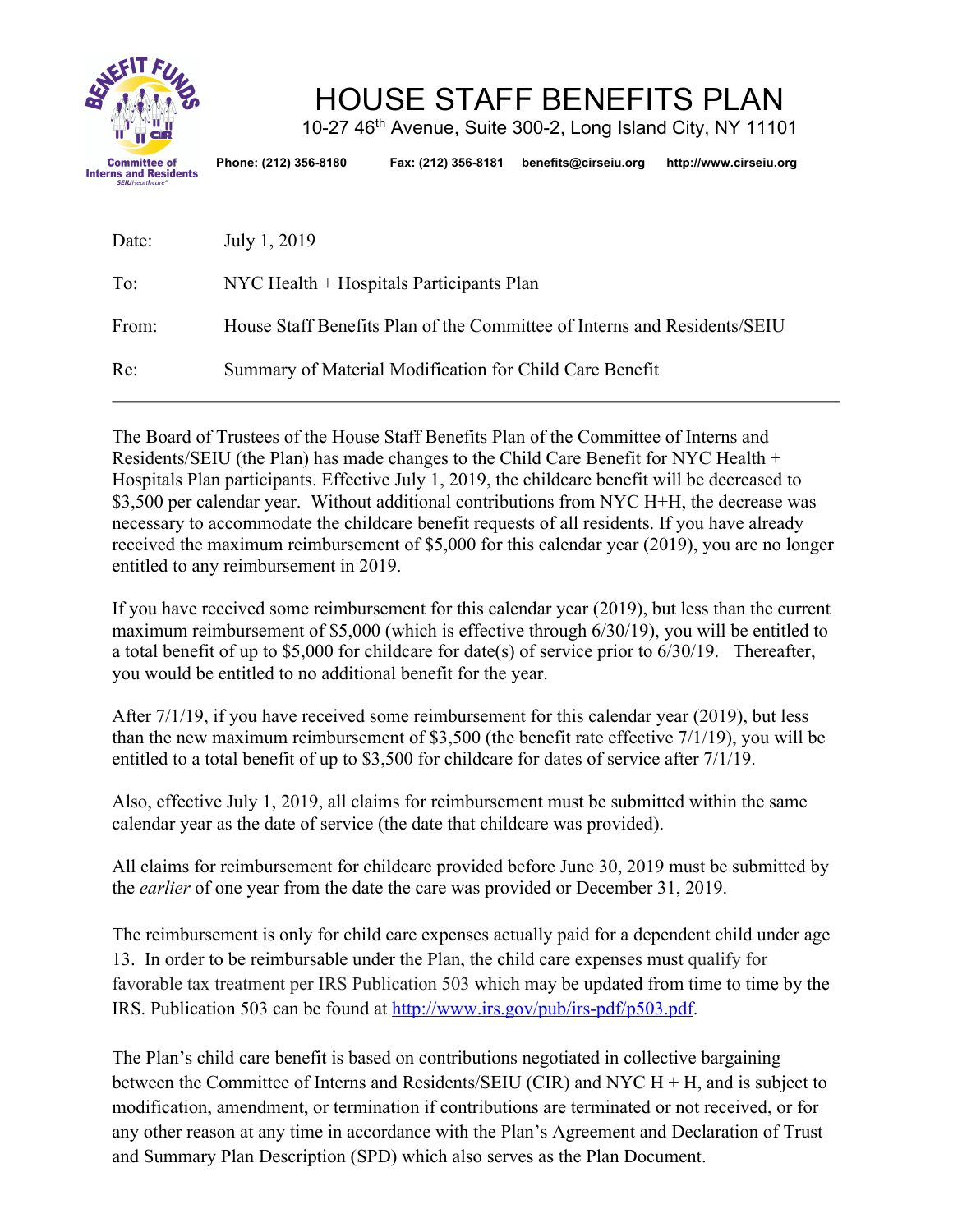# HOUSE STAFF BENEFITS PLAN

10-27 46th Avenue, Suite 300-2, Long Island City, NY 11101

**Phone: (212) 356-8180 Fax: (212) 356-8181 benefits@cirseiu.org http://www.cirseiu.org**

Committee of Interns and Residents

| | |
|---|---|
| Date: | July 1, 2019 |
| To: | NYC Health + Hospitals Participants Plan |
| From: | House Staff Benefits Plan of the Committee of Interns and Residents/SEIU |
| Re: | Summary of Material Modification for Child Care Benefit |

---

The Board of Trustees of the House Staff Benefits Plan of the Committee of Interns and Residents/SEIU (the Plan) has made changes to the Child Care Benefit for NYC Health + Hospitals Plan participants. Effective July 1, 2019, the childcare benefit will be decreased to $3,500 per calendar year. Without additional contributions from NYC H+H, the decrease was necessary to accommodate the childcare benefit requests of all residents. If you have already received the maximum reimbursement of $5,000 for this calendar year (2019), you are no longer entitled to any reimbursement in 2019.

If you have received some reimbursement for this calendar year (2019), but less than the current maximum reimbursement of $5,000 (which is effective through 6/30/19), you will be entitled to a total benefit of up to $5,000 for childcare for date(s) of service prior to 6/30/19. Thereafter, you would be entitled to no additional benefit for the year.

After 7/1/19, if you have received some reimbursement for this calendar year (2019), but less than the new maximum reimbursement of $3,500 (the benefit rate effective 7/1/19), you will be entitled to a total benefit of up to $3,500 for childcare for dates of service after 7/1/19.

Also, effective July 1, 2019, all claims for reimbursement must be submitted within the same calendar year as the date of service (the date that childcare was provided).

All claims for reimbursement for childcare provided before June 30, 2019 must be submitted by the *earlier* of one year from the date the care was provided or December 31, 2019.

The reimbursement is only for child care expenses actually paid for a dependent child under age 13. In order to be reimbursable under the Plan, the child care expenses must qualify for favorable tax treatment per IRS Publication 503 which may be updated from time to time by the IRS. Publication 503 can be found at http://www.irs.gov/pub/irs-pdf/p503.pdf.

The Plan's child care benefit is based on contributions negotiated in collective bargaining between the Committee of Interns and Residents/SEIU (CIR) and NYC H + H, and is subject to modification, amendment, or termination if contributions are terminated or not received, or for any other reason at any time in accordance with the Plan's Agreement and Declaration of Trust and Summary Plan Description (SPD) which also serves as the Plan Document.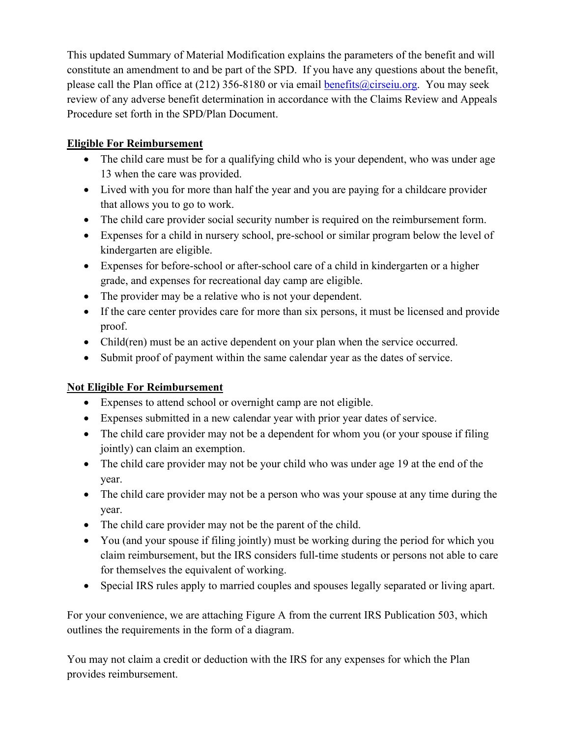This updated Summary of Material Modification explains the parameters of the benefit and will constitute an amendment to and be part of the SPD. If you have any questions about the benefit, please call the Plan office at (212) 356-8180 or via email benefits@cirseiu.org. You may seek review of any adverse benefit determination in accordance with the Claims Review and Appeals Procedure set forth in the SPD/Plan Document.

**Eligible For Reimbursement**

- The child care must be for a qualifying child who is your dependent, who was under age 13 when the care was provided.
- Lived with you for more than half the year and you are paying for a childcare provider that allows you to go to work.
- The child care provider social security number is required on the reimbursement form.
- Expenses for a child in nursery school, pre-school or similar program below the level of kindergarten are eligible.
- Expenses for before-school or after-school care of a child in kindergarten or a higher grade, and expenses for recreational day camp are eligible.
- The provider may be a relative who is not your dependent.
- If the care center provides care for more than six persons, it must be licensed and provide proof.
- Child(ren) must be an active dependent on your plan when the service occurred.
- Submit proof of payment within the same calendar year as the dates of service.

**Not Eligible For Reimbursement**

- Expenses to attend school or overnight camp are not eligible.
- Expenses submitted in a new calendar year with prior year dates of service.
- The child care provider may not be a dependent for whom you (or your spouse if filing jointly) can claim an exemption.
- The child care provider may not be your child who was under age 19 at the end of the year.
- The child care provider may not be a person who was your spouse at any time during the year.
- The child care provider may not be the parent of the child.
- You (and your spouse if filing jointly) must be working during the period for which you claim reimbursement, but the IRS considers full-time students or persons not able to care for themselves the equivalent of working.
- Special IRS rules apply to married couples and spouses legally separated or living apart.

For your convenience, we are attaching Figure A from the current IRS Publication 503, which outlines the requirements in the form of a diagram.

You may not claim a credit or deduction with the IRS for any expenses for which the Plan provides reimbursement.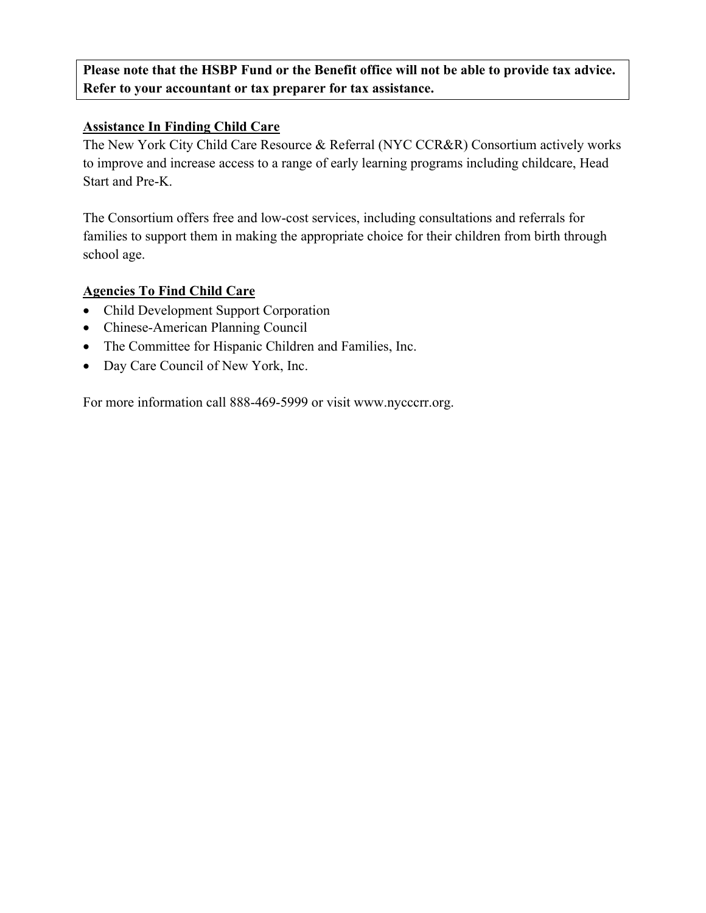**Please note that the HSBP Fund or the Benefit office will not be able to provide tax advice. Refer to your accountant or tax preparer for tax assistance.**

## Assistance In Finding Child Care

The New York City Child Care Resource & Referral (NYC CCR&R) Consortium actively works to improve and increase access to a range of early learning programs including childcare, Head Start and Pre-K.

The Consortium offers free and low-cost services, including consultations and referrals for families to support them in making the appropriate choice for their children from birth through school age.

## Agencies To Find Child Care

- Child Development Support Corporation
- Chinese-American Planning Council
- The Committee for Hispanic Children and Families, Inc.
- Day Care Council of New York, Inc.

For more information call 888-469-5999 or visit www.nycccrr.org.